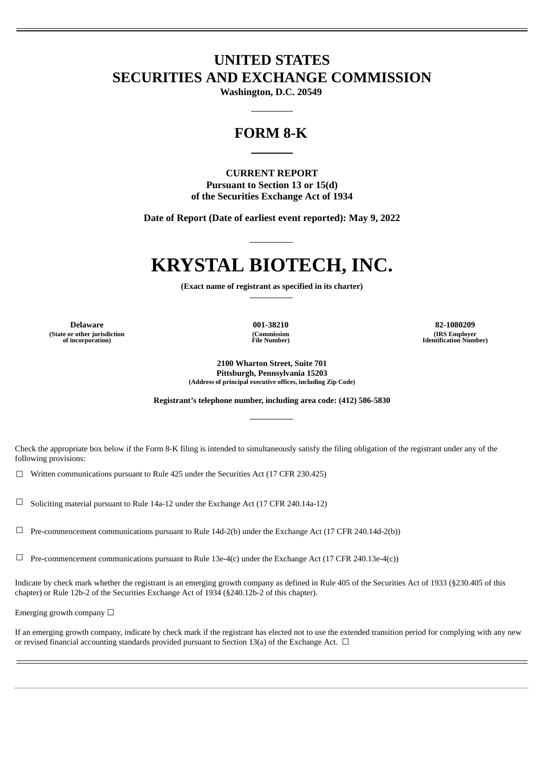# UNITED STATES
# SECURITIES AND EXCHANGE COMMISSION

**Washington, D.C. 20549**

## FORM 8-K

**CURRENT REPORT**
**Pursuant to Section 13 or 15(d)**
**of the Securities Exchange Act of 1934**

**Date of Report (Date of earliest event reported): May 9, 2022**

# KRYSTAL BIOTECH, INC.

**(Exact name of registrant as specified in its charter)**

| Delaware | 001-38210 | 82-1080209 |
|---|---|---|
| (State or other jurisdiction of incorporation) | (Commission File Number) | (IRS Employer Identification Number) |

**2100 Wharton Street, Suite 701**
**Pittsburgh, Pennsylvania 15203**
**(Address of principal executive offices, including Zip Code)**

**Registrant's telephone number, including area code: (412) 586-5830**

Check the appropriate box below if the Form 8-K filing is intended to simultaneously satisfy the filing obligation of the registrant under any of the following provisions:

☐ Written communications pursuant to Rule 425 under the Securities Act (17 CFR 230.425)

☐ Soliciting material pursuant to Rule 14a-12 under the Exchange Act (17 CFR 240.14a-12)

☐ Pre-commencement communications pursuant to Rule 14d-2(b) under the Exchange Act (17 CFR 240.14d-2(b))

☐ Pre-commencement communications pursuant to Rule 13e-4(c) under the Exchange Act (17 CFR 240.13e-4(c))

Indicate by check mark whether the registrant is an emerging growth company as defined in Rule 405 of the Securities Act of 1933 (§230.405 of this chapter) or Rule 12b-2 of the Securities Exchange Act of 1934 (§240.12b-2 of this chapter).

Emerging growth company ☐

If an emerging growth company, indicate by check mark if the registrant has elected not to use the extended transition period for complying with any new or revised financial accounting standards provided pursuant to Section 13(a) of the Exchange Act. ☐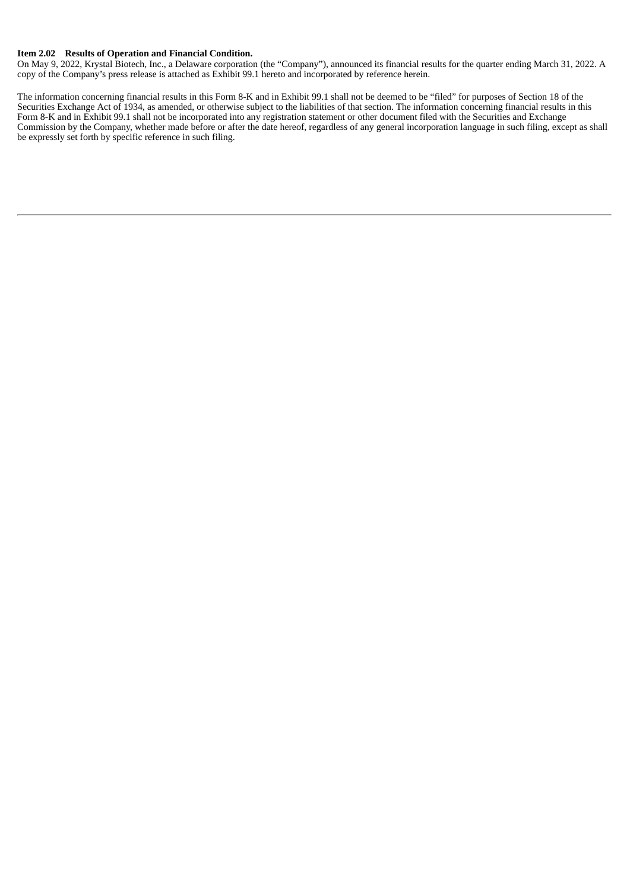**Item 2.02 Results of Operation and Financial Condition.**

On May 9, 2022, Krystal Biotech, Inc., a Delaware corporation (the "Company"), announced its financial results for the quarter ending March 31, 2022. A copy of the Company's press release is attached as Exhibit 99.1 hereto and incorporated by reference herein.

The information concerning financial results in this Form 8-K and in Exhibit 99.1 shall not be deemed to be "filed" for purposes of Section 18 of the Securities Exchange Act of 1934, as amended, or otherwise subject to the liabilities of that section. The information concerning financial results in this Form 8-K and in Exhibit 99.1 shall not be incorporated into any registration statement or other document filed with the Securities and Exchange Commission by the Company, whether made before or after the date hereof, regardless of any general incorporation language in such filing, except as shall be expressly set forth by specific reference in such filing.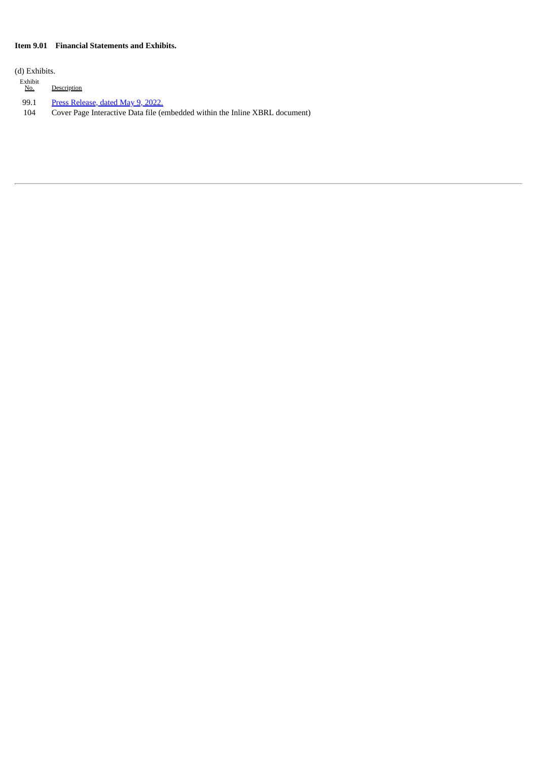**Item 9.01 Financial Statements and Exhibits.**

(d) Exhibits.

| Exhibit No. | Description |
|---|---|
| 99.1 | Press Release, dated May 9, 2022. |
| 104 | Cover Page Interactive Data file (embedded within the Inline XBRL document) |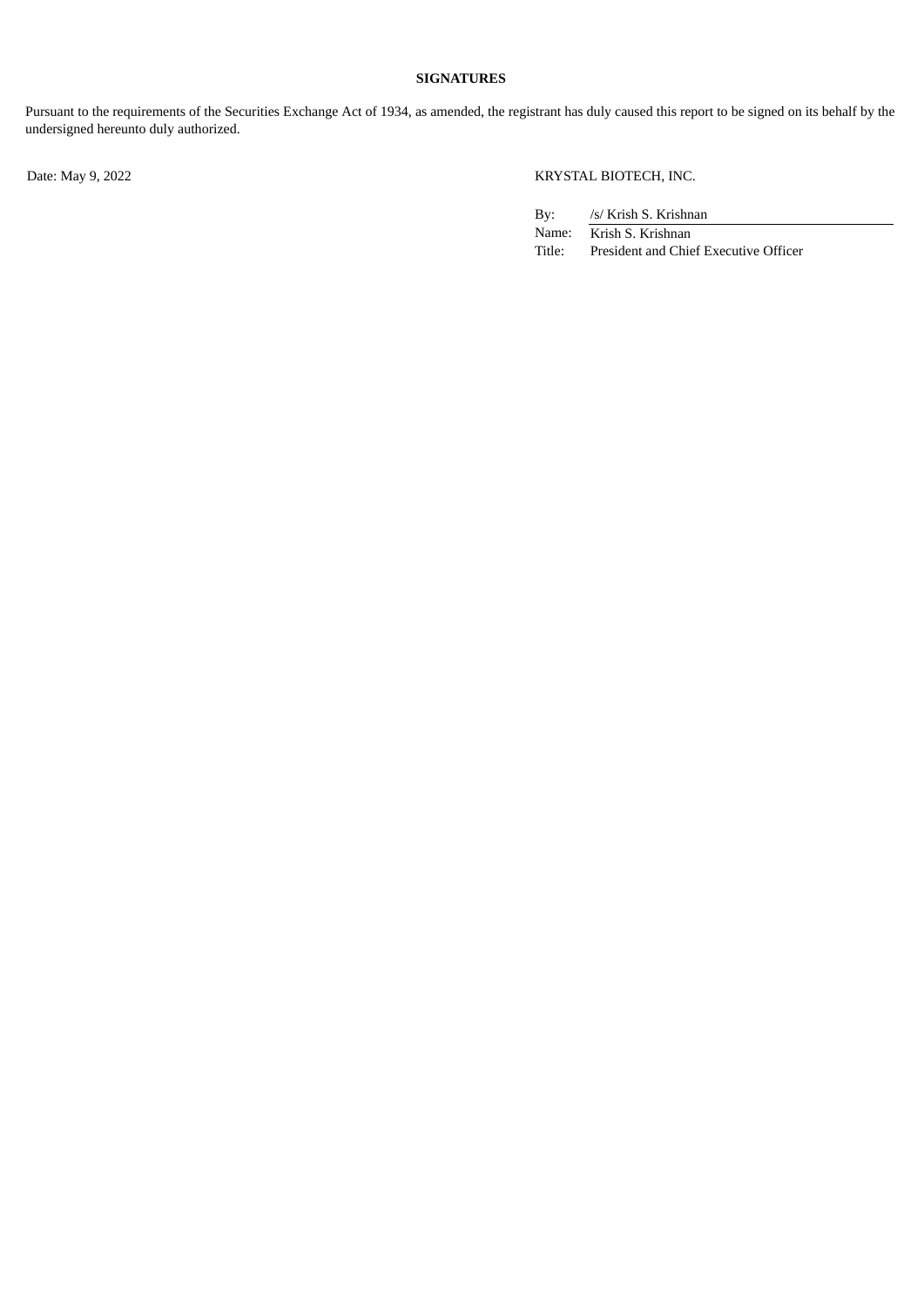**SIGNATURES**

Pursuant to the requirements of the Securities Exchange Act of 1934, as amended, the registrant has duly caused this report to be signed on its behalf by the undersigned hereunto duly authorized.

Date: May 9, 2022

KRYSTAL BIOTECH, INC.

| | |
|---|---|
| By: | /s/ Krish S. Krishnan |
| Name: | Krish S. Krishnan |
| Title: | President and Chief Executive Officer |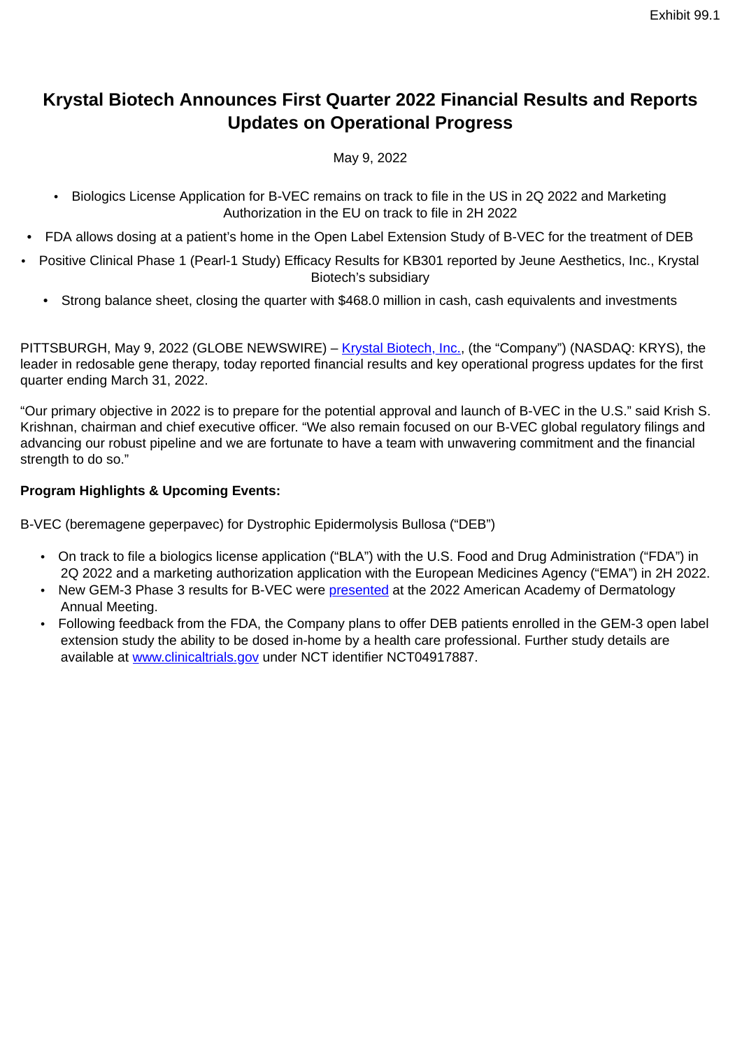Exhibit 99.1

# Krystal Biotech Announces First Quarter 2022 Financial Results and Reports Updates on Operational Progress

May 9, 2022

- Biologics License Application for B-VEC remains on track to file in the US in 2Q 2022 and Marketing Authorization in the EU on track to file in 2H 2022
- FDA allows dosing at a patient's home in the Open Label Extension Study of B-VEC for the treatment of DEB
- Positive Clinical Phase 1 (Pearl-1 Study) Efficacy Results for KB301 reported by Jeune Aesthetics, Inc., Krystal Biotech's subsidiary
- Strong balance sheet, closing the quarter with $468.0 million in cash, cash equivalents and investments

PITTSBURGH, May 9, 2022 (GLOBE NEWSWIRE) – Krystal Biotech, Inc., (the "Company") (NASDAQ: KRYS), the leader in redosable gene therapy, today reported financial results and key operational progress updates for the first quarter ending March 31, 2022.

"Our primary objective in 2022 is to prepare for the potential approval and launch of B-VEC in the U.S." said Krish S. Krishnan, chairman and chief executive officer. "We also remain focused on our B-VEC global regulatory filings and advancing our robust pipeline and we are fortunate to have a team with unwavering commitment and the financial strength to do so."

**Program Highlights & Upcoming Events:**

B-VEC (beremagene geperpavec) for Dystrophic Epidermolysis Bullosa ("DEB")

- On track to file a biologics license application ("BLA") with the U.S. Food and Drug Administration ("FDA") in 2Q 2022 and a marketing authorization application with the European Medicines Agency ("EMA") in 2H 2022.
- New GEM-3 Phase 3 results for B-VEC were presented at the 2022 American Academy of Dermatology Annual Meeting.
- Following feedback from the FDA, the Company plans to offer DEB patients enrolled in the GEM-3 open label extension study the ability to be dosed in-home by a health care professional. Further study details are available at www.clinicaltrials.gov under NCT identifier NCT04917887.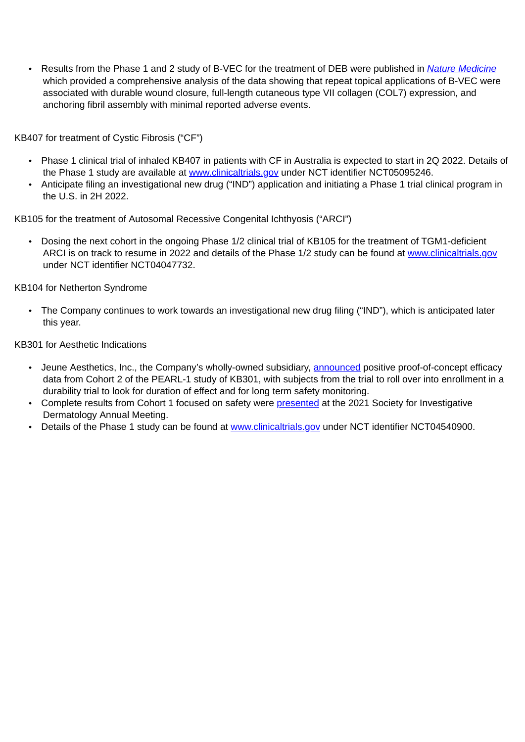- Results from the Phase 1 and 2 study of B-VEC for the treatment of DEB were published in *Nature Medicine* which provided a comprehensive analysis of the data showing that repeat topical applications of B-VEC were associated with durable wound closure, full-length cutaneous type VII collagen (COL7) expression, and anchoring fibril assembly with minimal reported adverse events.

KB407 for treatment of Cystic Fibrosis (“CF”)

- Phase 1 clinical trial of inhaled KB407 in patients with CF in Australia is expected to start in 2Q 2022. Details of the Phase 1 study are available at www.clinicaltrials.gov under NCT identifier NCT05095246.
- Anticipate filing an investigational new drug (“IND”) application and initiating a Phase 1 trial clinical program in the U.S. in 2H 2022.

KB105 for the treatment of Autosomal Recessive Congenital Ichthyosis (“ARCI”)

- Dosing the next cohort in the ongoing Phase 1/2 clinical trial of KB105 for the treatment of TGM1-deficient ARCI is on track to resume in 2022 and details of the Phase 1/2 study can be found at www.clinicaltrials.gov under NCT identifier NCT04047732.

KB104 for Netherton Syndrome

- The Company continues to work towards an investigational new drug filing (“IND”), which is anticipated later this year.

KB301 for Aesthetic Indications

- Jeune Aesthetics, Inc., the Company’s wholly-owned subsidiary, announced positive proof-of-concept efficacy data from Cohort 2 of the PEARL-1 study of KB301, with subjects from the trial to roll over into enrollment in a durability trial to look for duration of effect and for long term safety monitoring.
- Complete results from Cohort 1 focused on safety were presented at the 2021 Society for Investigative Dermatology Annual Meeting.
- Details of the Phase 1 study can be found at www.clinicaltrials.gov under NCT identifier NCT04540900.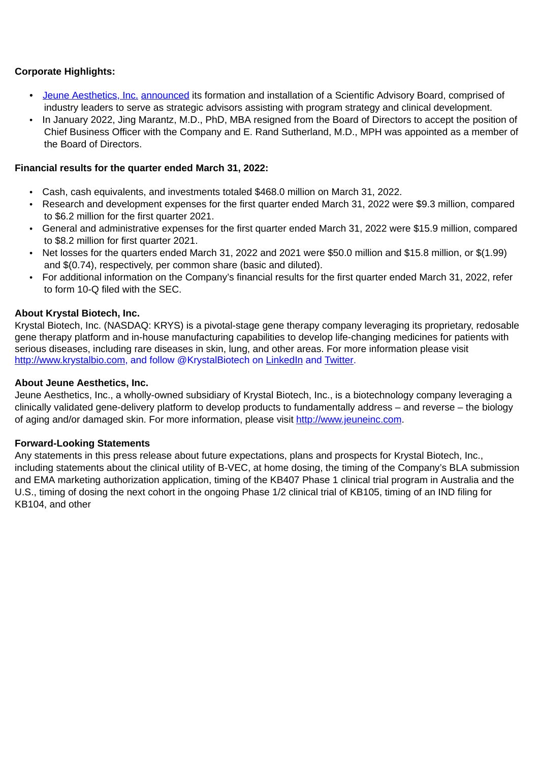**Corporate Highlights:**

- Jeune Aesthetics, Inc. announced its formation and installation of a Scientific Advisory Board, comprised of industry leaders to serve as strategic advisors assisting with program strategy and clinical development.
- In January 2022, Jing Marantz, M.D., PhD, MBA resigned from the Board of Directors to accept the position of Chief Business Officer with the Company and E. Rand Sutherland, M.D., MPH was appointed as a member of the Board of Directors.

**Financial results for the quarter ended March 31, 2022:**

- Cash, cash equivalents, and investments totaled $468.0 million on March 31, 2022.
- Research and development expenses for the first quarter ended March 31, 2022 were $9.3 million, compared to $6.2 million for the first quarter 2021.
- General and administrative expenses for the first quarter ended March 31, 2022 were $15.9 million, compared to $8.2 million for first quarter 2021.
- Net losses for the quarters ended March 31, 2022 and 2021 were $50.0 million and $15.8 million, or $(1.99) and $(0.74), respectively, per common share (basic and diluted).
- For additional information on the Company's financial results for the first quarter ended March 31, 2022, refer to form 10-Q filed with the SEC.

**About Krystal Biotech, Inc.**
Krystal Biotech, Inc. (NASDAQ: KRYS) is a pivotal-stage gene therapy company leveraging its proprietary, redosable gene therapy platform and in-house manufacturing capabilities to develop life-changing medicines for patients with serious diseases, including rare diseases in skin, lung, and other areas. For more information please visit http://www.krystalbio.com, and follow @KrystalBiotech on LinkedIn and Twitter.

**About Jeune Aesthetics, Inc.**
Jeune Aesthetics, Inc., a wholly-owned subsidiary of Krystal Biotech, Inc., is a biotechnology company leveraging a clinically validated gene-delivery platform to develop products to fundamentally address – and reverse – the biology of aging and/or damaged skin. For more information, please visit http://www.jeuneinc.com.

**Forward-Looking Statements**
Any statements in this press release about future expectations, plans and prospects for Krystal Biotech, Inc., including statements about the clinical utility of B-VEC, at home dosing, the timing of the Company's BLA submission and EMA marketing authorization application, timing of the KB407 Phase 1 clinical trial program in Australia and the U.S., timing of dosing the next cohort in the ongoing Phase 1/2 clinical trial of KB105, timing of an IND filing for KB104, and other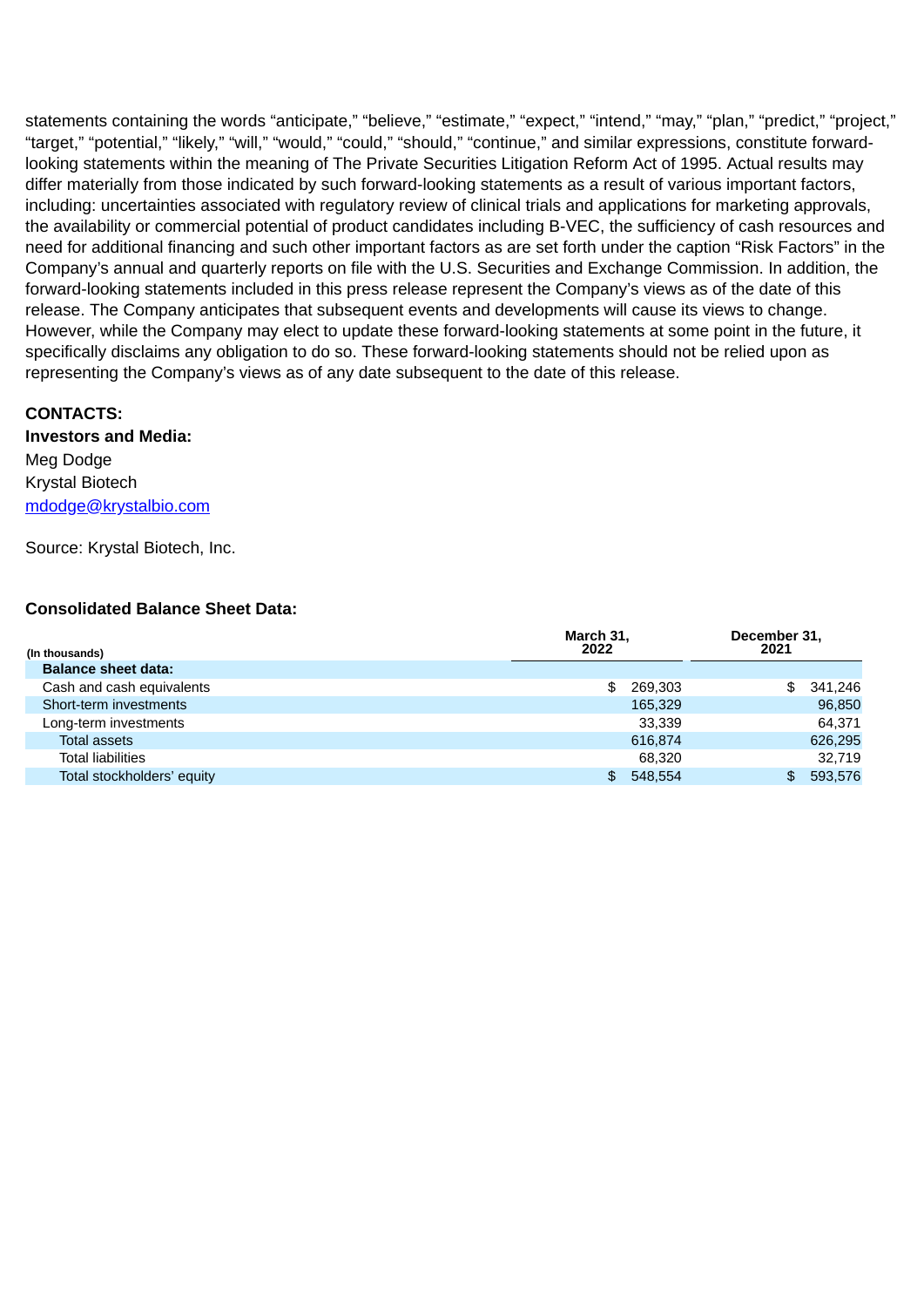statements containing the words “anticipate,” “believe,” “estimate,” “expect,” “intend,” “may,” “plan,” “predict,” “project,” “target,” “potential,” “likely,” “will,” “would,” “could,” “should,” “continue,” and similar expressions, constitute forward-looking statements within the meaning of The Private Securities Litigation Reform Act of 1995. Actual results may differ materially from those indicated by such forward-looking statements as a result of various important factors, including: uncertainties associated with regulatory review of clinical trials and applications for marketing approvals, the availability or commercial potential of product candidates including B-VEC, the sufficiency of cash resources and need for additional financing and such other important factors as are set forth under the caption “Risk Factors” in the Company’s annual and quarterly reports on file with the U.S. Securities and Exchange Commission. In addition, the forward-looking statements included in this press release represent the Company’s views as of the date of this release. The Company anticipates that subsequent events and developments will cause its views to change. However, while the Company may elect to update these forward-looking statements at some point in the future, it specifically disclaims any obligation to do so. These forward-looking statements should not be relied upon as representing the Company’s views as of any date subsequent to the date of this release.

**CONTACTS:**

**Investors and Media:**
Meg Dodge
Krystal Biotech
mdodge@krystalbio.com

Source: Krystal Biotech, Inc.

**Consolidated Balance Sheet Data:**

| (In thousands) | March 31, 2022 | December 31, 2021 |
|---|---|---|
| **Balance sheet data:** | | |
| Cash and cash equivalents | $ 269,303 | $ 341,246 |
| Short-term investments | 165,329 | 96,850 |
| Long-term investments | 33,339 | 64,371 |
| Total assets | 616,874 | 626,295 |
| Total liabilities | 68,320 | 32,719 |
| Total stockholders’ equity | $ 548,554 | $ 593,576 |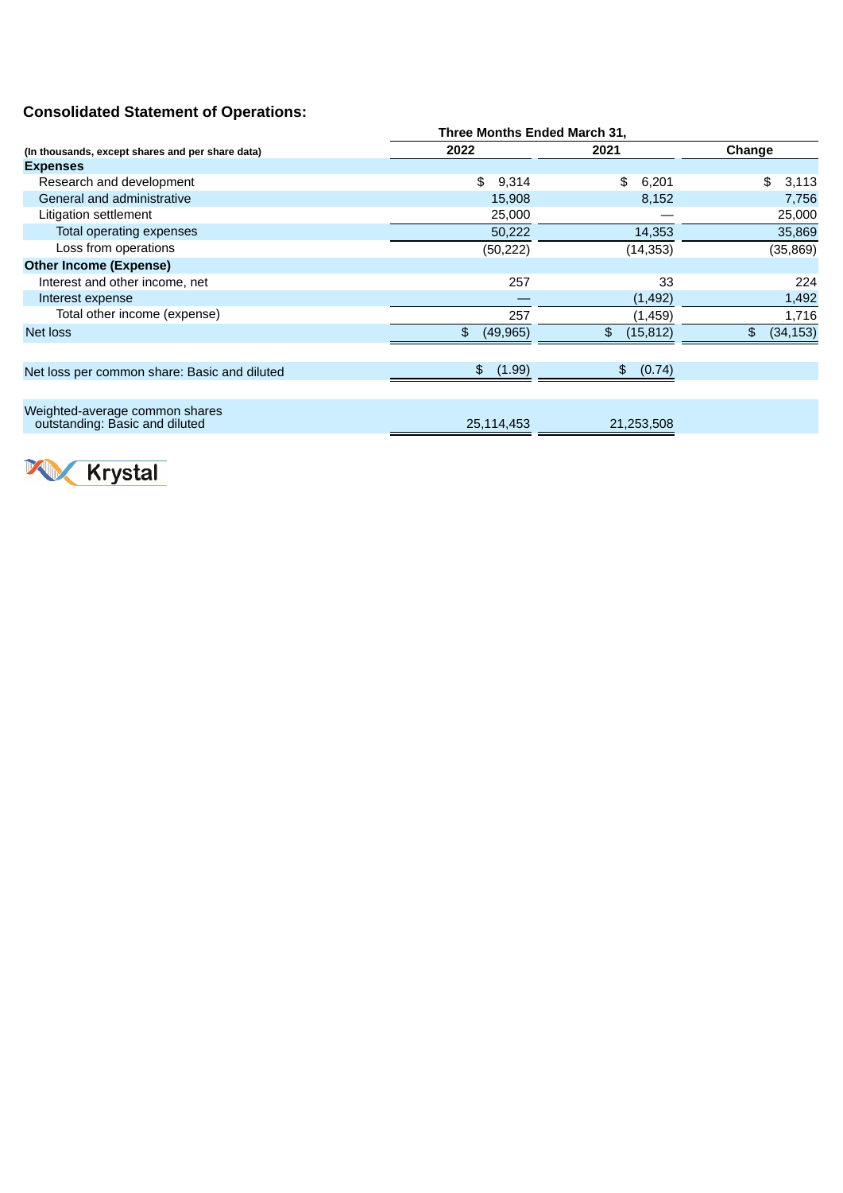## Consolidated Statement of Operations:

| (In thousands, except shares and per share data) | Three Months Ended March 31, 2022 | 2021 | Change |
|---|---|---|---|
| **Expenses** | | | |
| Research and development | $ 9,314 | $ 6,201 | $ 3,113 |
| General and administrative | 15,908 | 8,152 | 7,756 |
| Litigation settlement | 25,000 | — | 25,000 |
| Total operating expenses | 50,222 | 14,353 | 35,869 |
| Loss from operations | (50,222) | (14,353) | (35,869) |
| **Other Income (Expense)** | | | |
| Interest and other income, net | 257 | 33 | 224 |
| Interest expense | — | (1,492) | 1,492 |
| Total other income (expense) | 257 | (1,459) | 1,716 |
| Net loss | $ (49,965) | $ (15,812) | $ (34,153) |
| Net loss per common share: Basic and diluted | $ (1.99) | $ (0.74) | |
| Weighted-average common shares outstanding: Basic and diluted | 25,114,453 | 21,253,508 | |

Krystal